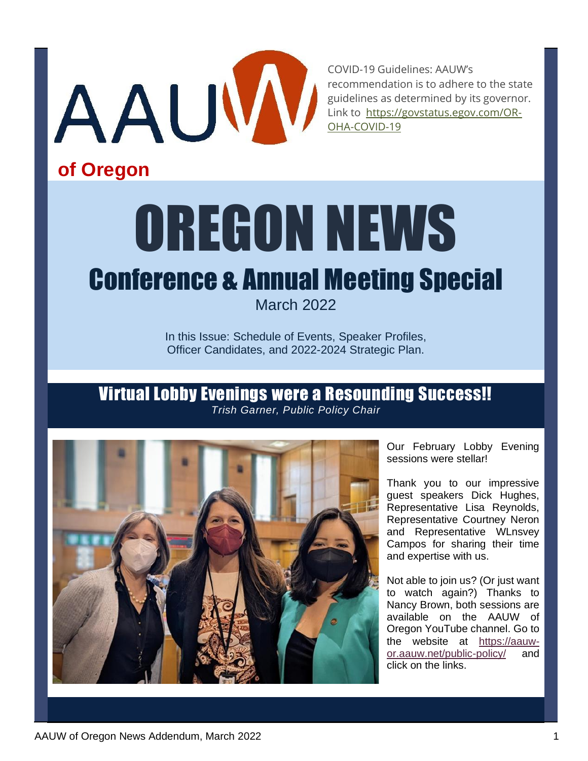AAUW

**of Oregon**

COVID-19 Guidelines: AAUW's recommendation is to adhere to the state guidelines as determined by its governor. Link to https://govstatus.egov.com/OR-OHA-COVID-19

# OREGON NEWS

## Conference & Annual Meeting Special

March 2022

In this Issue: Schedule of Events, Speaker Profiles, Officer Candidates, and 2022-2024 Strategic Plan.

## Virtual Lobby Evenings were a Resounding Success!!

*Trish Garner, Public Policy Chair*

Our February Lobby Evening sessions were stellar!

Thank you to our impressive guest speakers Dick Hughes, Representative Lisa Reynolds, Representative Courtney Neron and Representative WLnsvey Campos for sharing their time and expertise with us.

Not able to join us? (Or just want to watch again?) Thanks to Nancy Brown, both sessions are available on the AAUW of Oregon YouTube channel. Go to the website at https://aauw-or.aauw.net/public-policy/ and click on the links.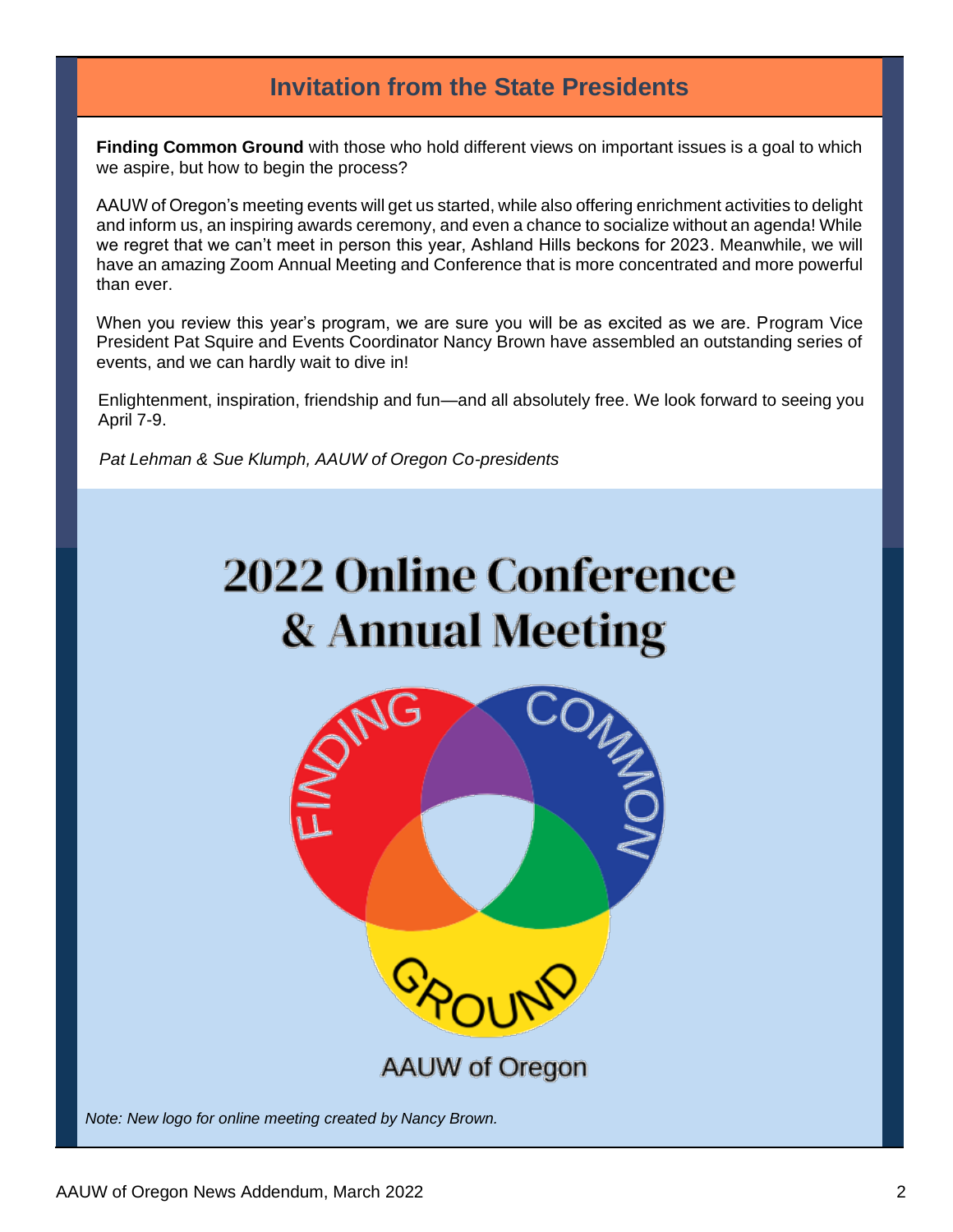## Invitation from the State Presidents

**Finding Common Ground** with those who hold different views on important issues is a goal to which we aspire, but how to begin the process?

AAUW of Oregon's meeting events will get us started, while also offering enrichment activities to delight and inform us, an inspiring awards ceremony, and even a chance to socialize without an agenda! While we regret that we can't meet in person this year, Ashland Hills beckons for 2023. Meanwhile, we will have an amazing Zoom Annual Meeting and Conference that is more concentrated and more powerful than ever.

When you review this year's program, we are sure you will be as excited as we are. Program Vice President Pat Squire and Events Coordinator Nancy Brown have assembled an outstanding series of events, and we can hardly wait to dive in!

Enlightenment, inspiration, friendship and fun—and all absolutely free. We look forward to seeing you April 7-9.

*Pat Lehman & Sue Klumph, AAUW of Oregon Co-presidents*

# 2022 Online Conference & Annual Meeting

FINDING COMMON GROUND

AAUW of Oregon

*Note: New logo for online meeting created by Nancy Brown.*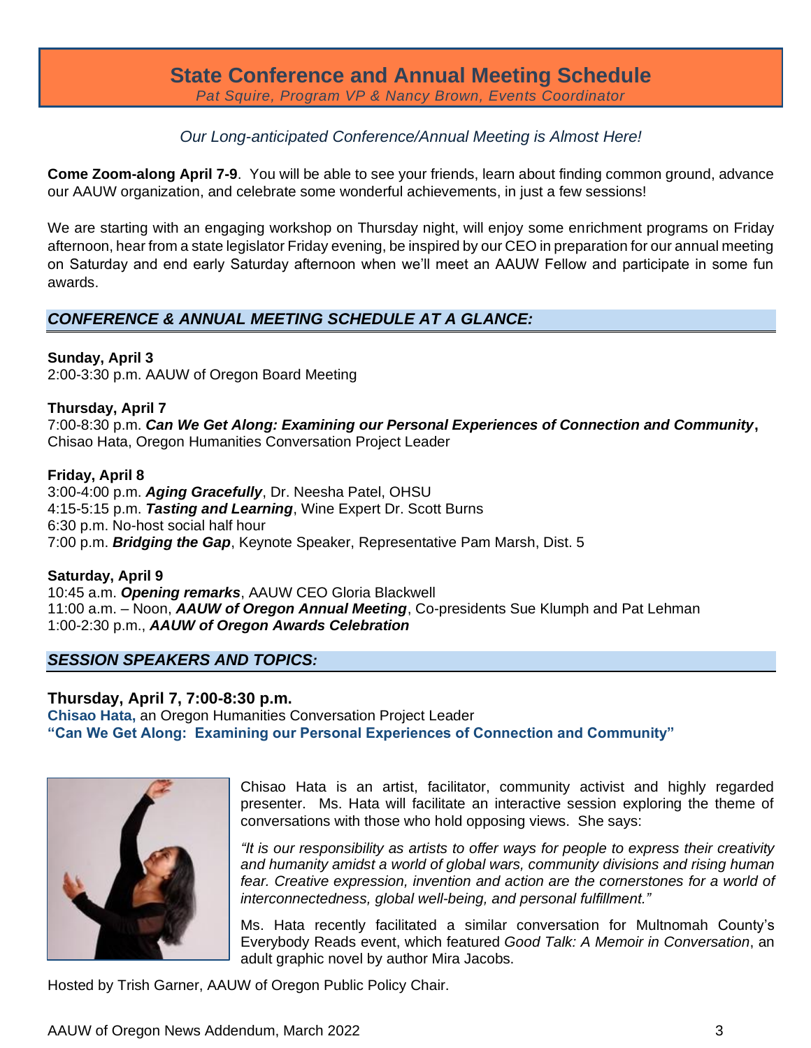# State Conference and Annual Meeting Schedule

*Pat Squire, Program VP & Nancy Brown, Events Coordinator*

*Our Long-anticipated Conference/Annual Meeting is Almost Here!*

**Come Zoom-along April 7-9**. You will be able to see your friends, learn about finding common ground, advance our AAUW organization, and celebrate some wonderful achievements, in just a few sessions!

We are starting with an engaging workshop on Thursday night, will enjoy some enrichment programs on Friday afternoon, hear from a state legislator Friday evening, be inspired by our CEO in preparation for our annual meeting on Saturday and end early Saturday afternoon when we'll meet an AAUW Fellow and participate in some fun awards.

## *CONFERENCE & ANNUAL MEETING SCHEDULE AT A GLANCE:*

**Sunday, April 3**
2:00-3:30 p.m. AAUW of Oregon Board Meeting

**Thursday, April 7**
7:00-8:30 p.m. ***Can We Get Along: Examining our Personal Experiences of Connection and Community*****,** Chisao Hata, Oregon Humanities Conversation Project Leader

**Friday, April 8**
3:00-4:00 p.m. ***Aging Gracefully***, Dr. Neesha Patel, OHSU
4:15-5:15 p.m. ***Tasting and Learning***, Wine Expert Dr. Scott Burns
6:30 p.m. No-host social half hour
7:00 p.m. ***Bridging the Gap***, Keynote Speaker, Representative Pam Marsh, Dist. 5

**Saturday, April 9**
10:45 a.m. ***Opening remarks***, AAUW CEO Gloria Blackwell
11:00 a.m. – Noon, ***AAUW of Oregon Annual Meeting***, Co-presidents Sue Klumph and Pat Lehman
1:00-2:30 p.m., ***AAUW of Oregon Awards Celebration***

## *SESSION SPEAKERS AND TOPICS:*

### Thursday, April 7, 7:00-8:30 p.m.

**Chisao Hata,** an Oregon Humanities Conversation Project Leader
**"Can We Get Along: Examining our Personal Experiences of Connection and Community"**

Chisao Hata is an artist, facilitator, community activist and highly regarded presenter. Ms. Hata will facilitate an interactive session exploring the theme of conversations with those who hold opposing views. She says:

*"It is our responsibility as artists to offer ways for people to express their creativity and humanity amidst a world of global wars, community divisions and rising human fear. Creative expression, invention and action are the cornerstones for a world of interconnectedness, global well-being, and personal fulfillment."*

Ms. Hata recently facilitated a similar conversation for Multnomah County's Everybody Reads event, which featured *Good Talk: A Memoir in Conversation*, an adult graphic novel by author Mira Jacobs.

Hosted by Trish Garner, AAUW of Oregon Public Policy Chair.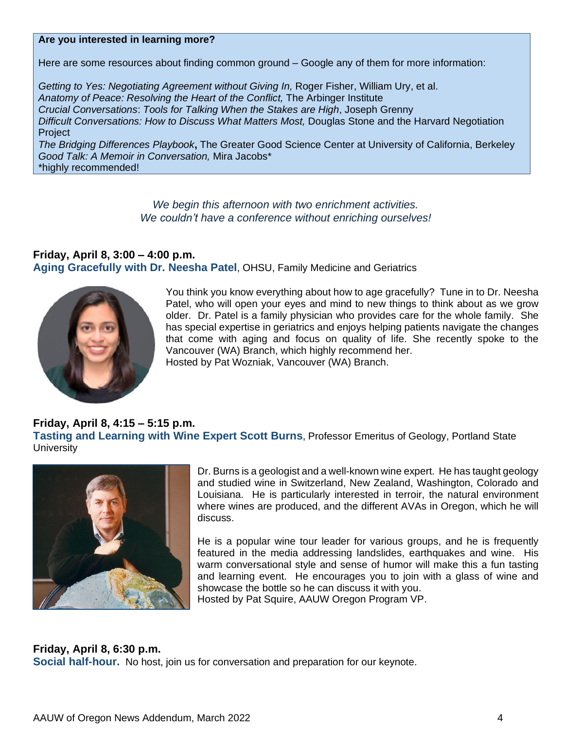**Are you interested in learning more?**

Here are some resources about finding common ground – Google any of them for more information:

*Getting to Yes: Negotiating Agreement without Giving In,* Roger Fisher, William Ury, et al.
*Anatomy of Peace: Resolving the Heart of the Conflict,* The Arbinger Institute
*Crucial Conversations*: *Tools for Talking When the Stakes are High*, Joseph Grenny
*Difficult Conversations: How to Discuss What Matters Most,* Douglas Stone and the Harvard Negotiation Project
*The Bridging Differences Playbook***,** The Greater Good Science Center at University of California, Berkeley
*Good Talk: A Memoir in Conversation,* Mira Jacobs*
*highly recommended!

*We begin this afternoon with two enrichment activities.*
*We couldn't have a conference without enriching ourselves!*

**Friday, April 8, 3:00 – 4:00 p.m.**
**Aging Gracefully with Dr. Neesha Patel**, OHSU, Family Medicine and Geriatrics

You think you know everything about how to age gracefully? Tune in to Dr. Neesha Patel, who will open your eyes and mind to new things to think about as we grow older. Dr. Patel is a family physician who provides care for the whole family. She has special expertise in geriatrics and enjoys helping patients navigate the changes that come with aging and focus on quality of life. She recently spoke to the Vancouver (WA) Branch, which highly recommend her.
Hosted by Pat Wozniak, Vancouver (WA) Branch.

**Friday, April 8, 4:15 – 5:15 p.m.**
**Tasting and Learning with Wine Expert Scott Burns**, Professor Emeritus of Geology, Portland State University

Dr. Burns is a geologist and a well-known wine expert. He has taught geology and studied wine in Switzerland, New Zealand, Washington, Colorado and Louisiana. He is particularly interested in terroir, the natural environment where wines are produced, and the different AVAs in Oregon, which he will discuss.

He is a popular wine tour leader for various groups, and he is frequently featured in the media addressing landslides, earthquakes and wine. His warm conversational style and sense of humor will make this a fun tasting and learning event. He encourages you to join with a glass of wine and showcase the bottle so he can discuss it with you.
Hosted by Pat Squire, AAUW Oregon Program VP.

**Friday, April 8, 6:30 p.m.**
**Social half-hour.** No host, join us for conversation and preparation for our keynote.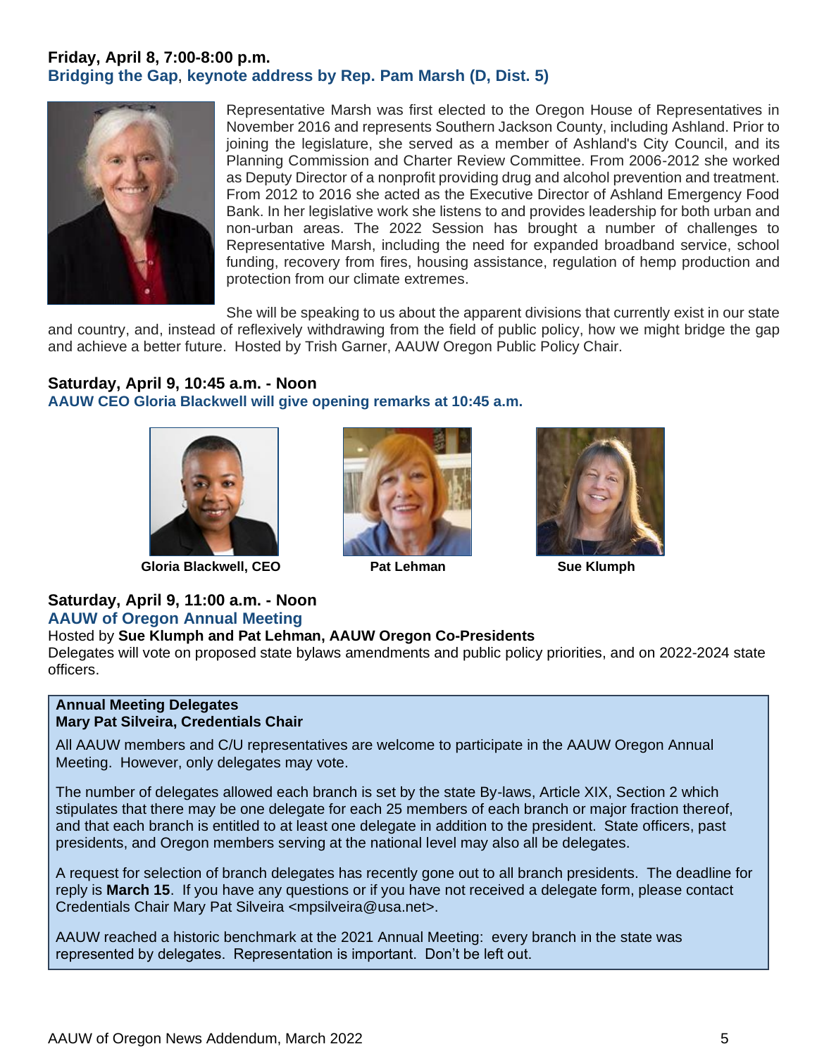### Friday, April 8, 7:00-8:00 p.m.

**Bridging the Gap, keynote address by Rep. Pam Marsh (D, Dist. 5)**

Representative Marsh was first elected to the Oregon House of Representatives in November 2016 and represents Southern Jackson County, including Ashland. Prior to joining the legislature, she served as a member of Ashland's City Council, and its Planning Commission and Charter Review Committee. From 2006-2012 she worked as Deputy Director of a nonprofit providing drug and alcohol prevention and treatment. From 2012 to 2016 she acted as the Executive Director of Ashland Emergency Food Bank. In her legislative work she listens to and provides leadership for both urban and non-urban areas. The 2022 Session has brought a number of challenges to Representative Marsh, including the need for expanded broadband service, school funding, recovery from fires, housing assistance, regulation of hemp production and protection from our climate extremes.

She will be speaking to us about the apparent divisions that currently exist in our state and country, and, instead of reflexively withdrawing from the field of public policy, how we might bridge the gap and achieve a better future. Hosted by Trish Garner, AAUW Oregon Public Policy Chair.

### Saturday, April 9, 10:45 a.m. - Noon

**AAUW CEO Gloria Blackwell will give opening remarks at 10:45 a.m.**

**Gloria Blackwell, CEO**

**Pat Lehman**

**Sue Klumph**

### Saturday, April 9, 11:00 a.m. - Noon

**AAUW of Oregon Annual Meeting**

Hosted by **Sue Klumph and Pat Lehman, AAUW Oregon Co-Presidents**

Delegates will vote on proposed state bylaws amendments and public policy priorities, and on 2022-2024 state officers.

**Annual Meeting Delegates**
**Mary Pat Silveira, Credentials Chair**

All AAUW members and C/U representatives are welcome to participate in the AAUW Oregon Annual Meeting. However, only delegates may vote.

The number of delegates allowed each branch is set by the state By-laws, Article XIX, Section 2 which stipulates that there may be one delegate for each 25 members of each branch or major fraction thereof, and that each branch is entitled to at least one delegate in addition to the president. State officers, past presidents, and Oregon members serving at the national level may also all be delegates.

A request for selection of branch delegates has recently gone out to all branch presidents. The deadline for reply is **March 15**. If you have any questions or if you have not received a delegate form, please contact Credentials Chair Mary Pat Silveira <mpsilveira@usa.net>.

AAUW reached a historic benchmark at the 2021 Annual Meeting: every branch in the state was represented by delegates. Representation is important. Don't be left out.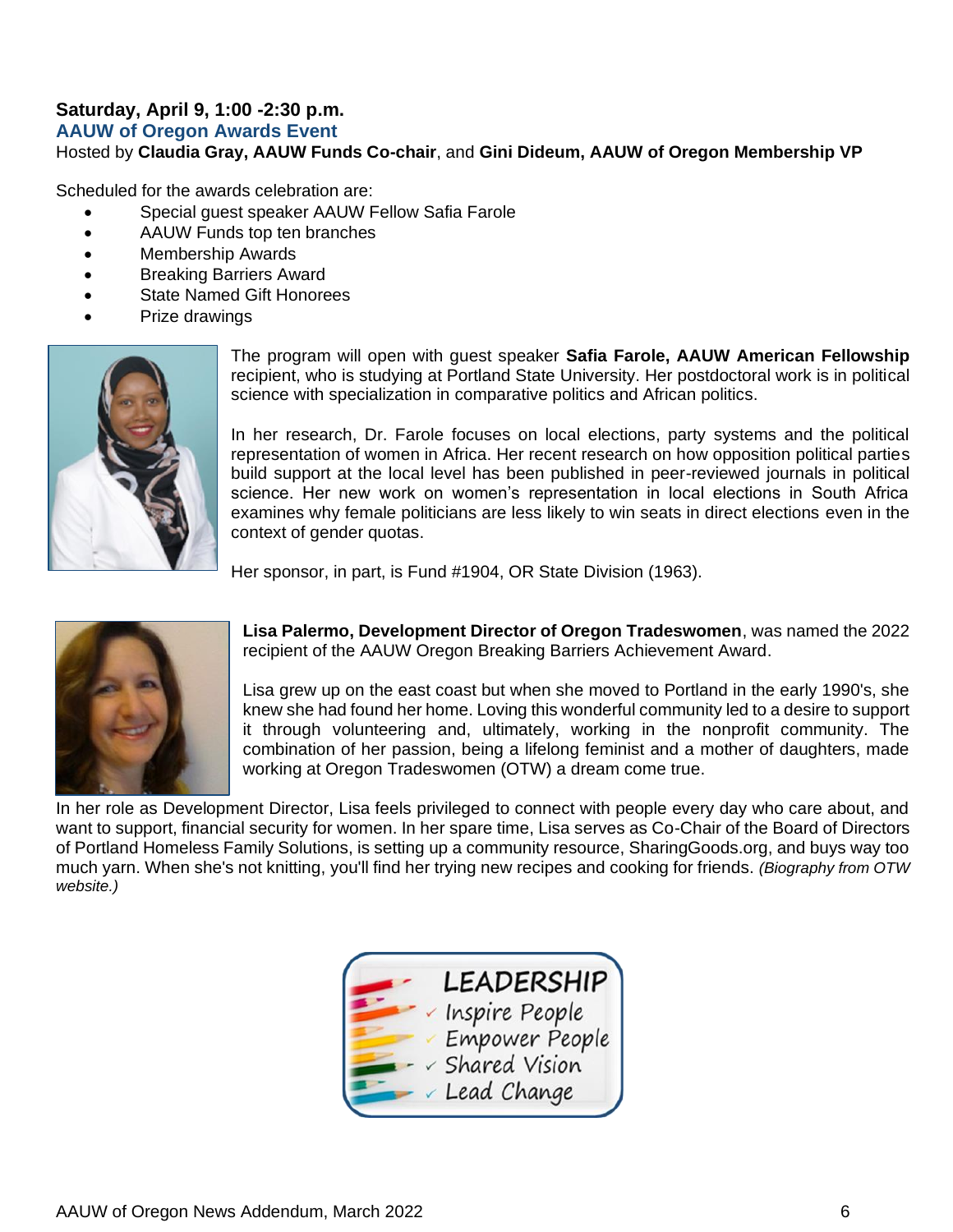**Saturday, April 9, 1:00 -2:30 p.m.**

## AAUW of Oregon Awards Event

Hosted by **Claudia Gray, AAUW Funds Co-chair**, and **Gini Dideum, AAUW of Oregon Membership VP**

Scheduled for the awards celebration are:

- Special guest speaker AAUW Fellow Safia Farole
- AAUW Funds top ten branches
- Membership Awards
- Breaking Barriers Award
- State Named Gift Honorees
- Prize drawings

The program will open with guest speaker **Safia Farole, AAUW American Fellowship** recipient, who is studying at Portland State University. Her postdoctoral work is in political science with specialization in comparative politics and African politics.

In her research, Dr. Farole focuses on local elections, party systems and the political representation of women in Africa. Her recent research on how opposition political parties build support at the local level has been published in peer-reviewed journals in political science. Her new work on women's representation in local elections in South Africa examines why female politicians are less likely to win seats in direct elections even in the context of gender quotas.

Her sponsor, in part, is Fund #1904, OR State Division (1963).

**Lisa Palermo, Development Director of Oregon Tradeswomen**, was named the 2022 recipient of the AAUW Oregon Breaking Barriers Achievement Award.

Lisa grew up on the east coast but when she moved to Portland in the early 1990's, she knew she had found her home. Loving this wonderful community led to a desire to support it through volunteering and, ultimately, working in the nonprofit community. The combination of her passion, being a lifelong feminist and a mother of daughters, made working at Oregon Tradeswomen (OTW) a dream come true.

In her role as Development Director, Lisa feels privileged to connect with people every day who care about, and want to support, financial security for women. In her spare time, Lisa serves as Co-Chair of the Board of Directors of Portland Homeless Family Solutions, is setting up a community resource, SharingGoods.org, and buys way too much yarn. When she's not knitting, you'll find her trying new recipes and cooking for friends. *(Biography from OTW website.)*

LEADERSHIP
- Inspire People
- Empower People
- Shared Vision
- Lead Change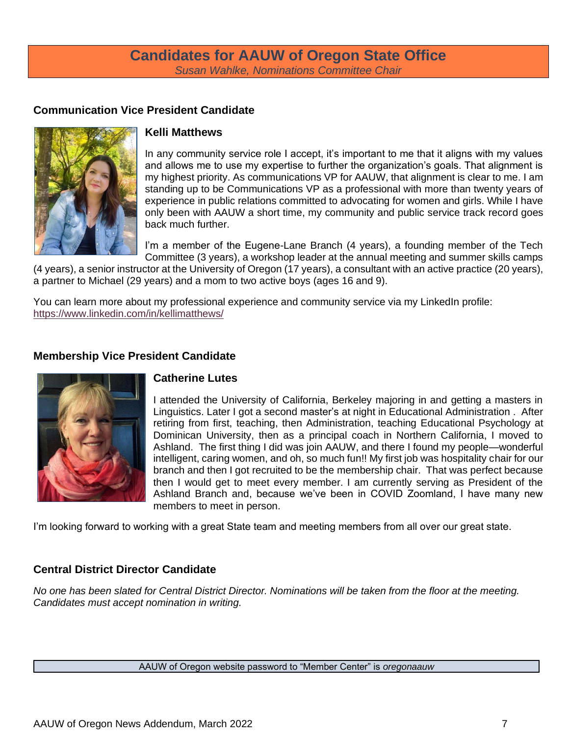# Candidates for AAUW of Oregon State Office

*Susan Wahlke, Nominations Committee Chair*

### Communication Vice President Candidate

**Kelli Matthews**

In any community service role I accept, it's important to me that it aligns with my values and allows me to use my expertise to further the organization's goals. That alignment is my highest priority. As communications VP for AAUW, that alignment is clear to me. I am standing up to be Communications VP as a professional with more than twenty years of experience in public relations committed to advocating for women and girls. While I have only been with AAUW a short time, my community and public service track record goes back much further.

I'm a member of the Eugene-Lane Branch (4 years), a founding member of the Tech Committee (3 years), a workshop leader at the annual meeting and summer skills camps (4 years), a senior instructor at the University of Oregon (17 years), a consultant with an active practice (20 years), a partner to Michael (29 years) and a mom to two active boys (ages 16 and 9).

You can learn more about my professional experience and community service via my LinkedIn profile: https://www.linkedin.com/in/kellimatthews/

### Membership Vice President Candidate

**Catherine Lutes**

I attended the University of California, Berkeley majoring in and getting a masters in Linguistics. Later I got a second master's at night in Educational Administration . After retiring from first, teaching, then Administration, teaching Educational Psychology at Dominican University, then as a principal coach in Northern California, I moved to Ashland. The first thing I did was join AAUW, and there I found my people—wonderful intelligent, caring women, and oh, so much fun!! My first job was hospitality chair for our branch and then I got recruited to be the membership chair. That was perfect because then I would get to meet every member. I am currently serving as President of the Ashland Branch and, because we've been in COVID Zoomland, I have many new members to meet in person.

I'm looking forward to working with a great State team and meeting members from all over our great state.

### Central District Director Candidate

*No one has been slated for Central District Director. Nominations will be taken from the floor at the meeting. Candidates must accept nomination in writing.*

AAUW of Oregon website password to "Member Center" is *oregonaauw*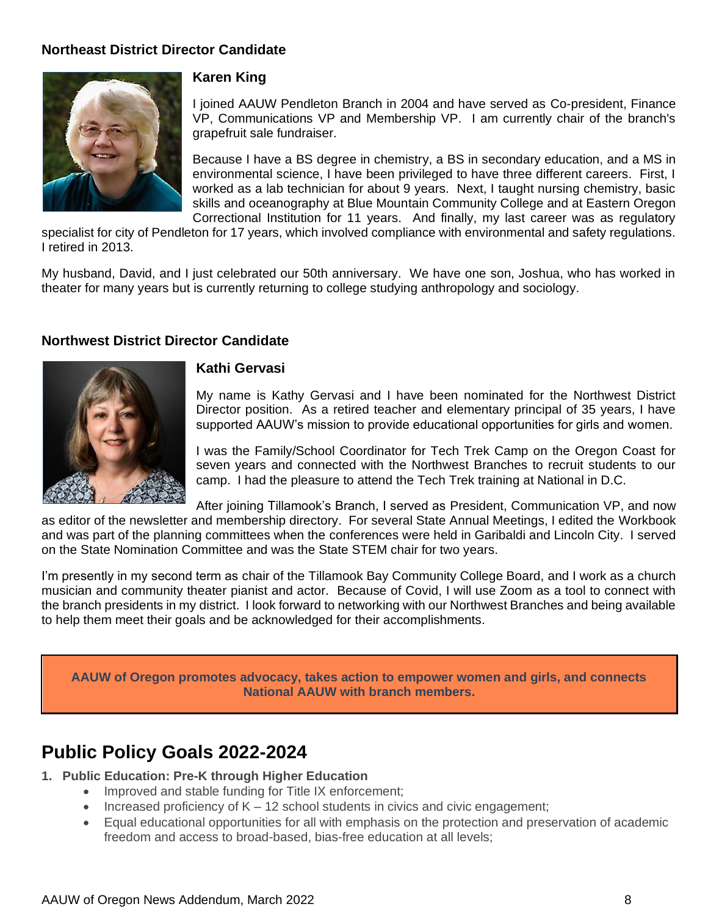### Northeast District Director Candidate

**Karen King**

I joined AAUW Pendleton Branch in 2004 and have served as Co-president, Finance VP, Communications VP and Membership VP. I am currently chair of the branch's grapefruit sale fundraiser.

Because I have a BS degree in chemistry, a BS in secondary education, and a MS in environmental science, I have been privileged to have three different careers. First, I worked as a lab technician for about 9 years. Next, I taught nursing chemistry, basic skills and oceanography at Blue Mountain Community College and at Eastern Oregon Correctional Institution for 11 years. And finally, my last career was as regulatory specialist for city of Pendleton for 17 years, which involved compliance with environmental and safety regulations. I retired in 2013.

My husband, David, and I just celebrated our 50th anniversary. We have one son, Joshua, who has worked in theater for many years but is currently returning to college studying anthropology and sociology.

### Northwest District Director Candidate

**Kathi Gervasi**

My name is Kathy Gervasi and I have been nominated for the Northwest District Director position. As a retired teacher and elementary principal of 35 years, I have supported AAUW's mission to provide educational opportunities for girls and women.

I was the Family/School Coordinator for Tech Trek Camp on the Oregon Coast for seven years and connected with the Northwest Branches to recruit students to our camp. I had the pleasure to attend the Tech Trek training at National in D.C.

After joining Tillamook's Branch, I served as President, Communication VP, and now as editor of the newsletter and membership directory. For several State Annual Meetings, I edited the Workbook and was part of the planning committees when the conferences were held in Garibaldi and Lincoln City. I served on the State Nomination Committee and was the State STEM chair for two years.

I'm presently in my second term as chair of the Tillamook Bay Community College Board, and I work as a church musician and community theater pianist and actor. Because of Covid, I will use Zoom as a tool to connect with the branch presidents in my district. I look forward to networking with our Northwest Branches and being available to help them meet their goals and be acknowledged for their accomplishments.

**AAUW of Oregon promotes advocacy, takes action to empower women and girls, and connects National AAUW with branch members.**

## Public Policy Goals 2022-2024

1. **Public Education: Pre-K through Higher Education**
   - Improved and stable funding for Title IX enforcement;
   - Increased proficiency of K – 12 school students in civics and civic engagement;
   - Equal educational opportunities for all with emphasis on the protection and preservation of academic freedom and access to broad-based, bias-free education at all levels;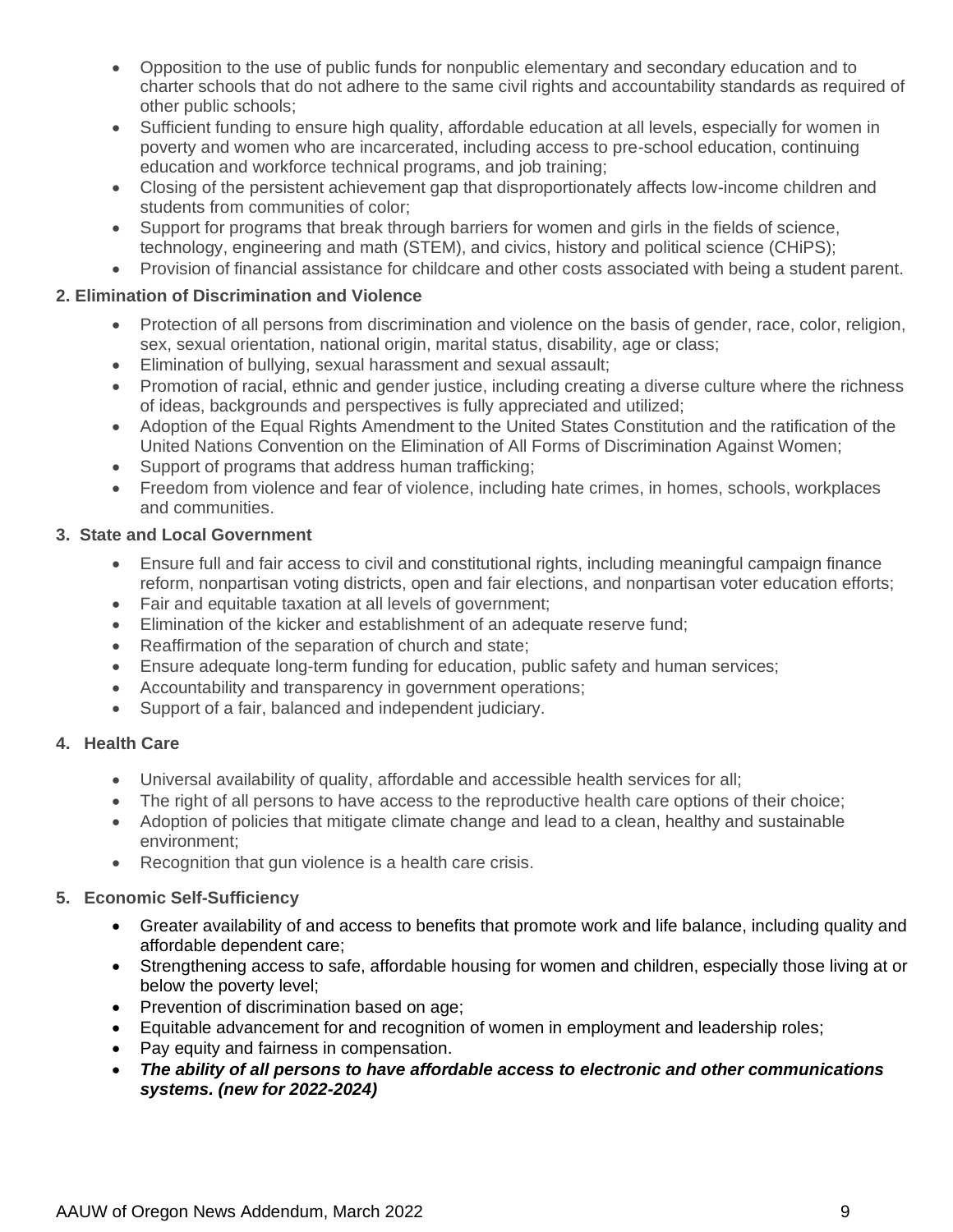- Opposition to the use of public funds for nonpublic elementary and secondary education and to charter schools that do not adhere to the same civil rights and accountability standards as required of other public schools;
- Sufficient funding to ensure high quality, affordable education at all levels, especially for women in poverty and women who are incarcerated, including access to pre-school education, continuing education and workforce technical programs, and job training;
- Closing of the persistent achievement gap that disproportionately affects low-income children and students from communities of color;
- Support for programs that break through barriers for women and girls in the fields of science, technology, engineering and math (STEM), and civics, history and political science (CHiPS);
- Provision of financial assistance for childcare and other costs associated with being a student parent.

**2. Elimination of Discrimination and Violence**

- Protection of all persons from discrimination and violence on the basis of gender, race, color, religion, sex, sexual orientation, national origin, marital status, disability, age or class;
- Elimination of bullying, sexual harassment and sexual assault;
- Promotion of racial, ethnic and gender justice, including creating a diverse culture where the richness of ideas, backgrounds and perspectives is fully appreciated and utilized;
- Adoption of the Equal Rights Amendment to the United States Constitution and the ratification of the United Nations Convention on the Elimination of All Forms of Discrimination Against Women;
- Support of programs that address human trafficking;
- Freedom from violence and fear of violence, including hate crimes, in homes, schools, workplaces and communities.

**3. State and Local Government**

- Ensure full and fair access to civil and constitutional rights, including meaningful campaign finance reform, nonpartisan voting districts, open and fair elections, and nonpartisan voter education efforts;
- Fair and equitable taxation at all levels of government;
- Elimination of the kicker and establishment of an adequate reserve fund;
- Reaffirmation of the separation of church and state;
- Ensure adequate long-term funding for education, public safety and human services;
- Accountability and transparency in government operations;
- Support of a fair, balanced and independent judiciary.

**4. Health Care**

- Universal availability of quality, affordable and accessible health services for all;
- The right of all persons to have access to the reproductive health care options of their choice;
- Adoption of policies that mitigate climate change and lead to a clean, healthy and sustainable environment;
- Recognition that gun violence is a health care crisis.

**5. Economic Self-Sufficiency**

- Greater availability of and access to benefits that promote work and life balance, including quality and affordable dependent care;
- Strengthening access to safe, affordable housing for women and children, especially those living at or below the poverty level;
- Prevention of discrimination based on age;
- Equitable advancement for and recognition of women in employment and leadership roles;
- Pay equity and fairness in compensation.
- ***The ability of all persons to have affordable access to electronic and other communications systems. (new for 2022-2024)***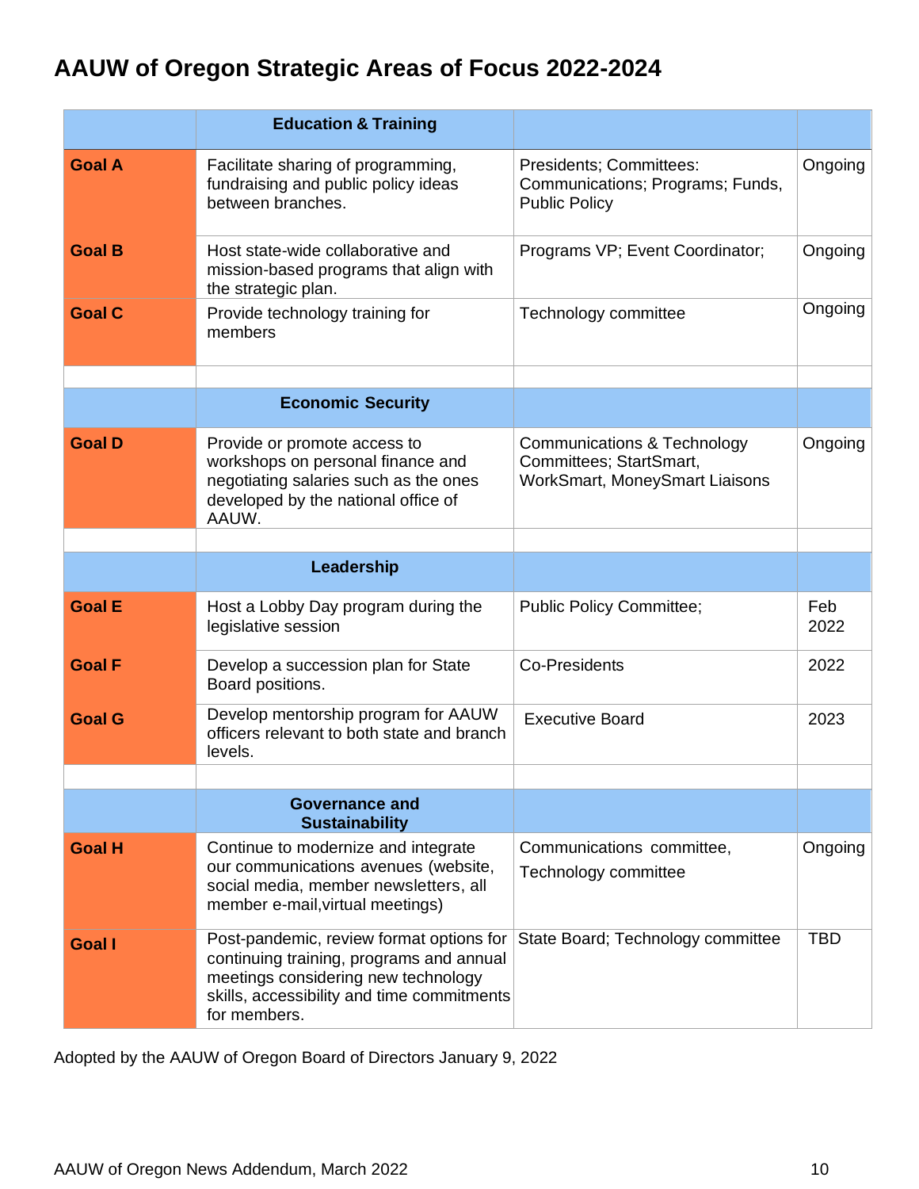# AAUW of Oregon Strategic Areas of Focus 2022-2024

| | **Education & Training** | | |
|---|---|---|---|
| **Goal A** | Facilitate sharing of programming, fundraising and public policy ideas between branches. | Presidents; Committees: Communications; Programs; Funds, Public Policy | Ongoing |
| **Goal B** | Host state-wide collaborative and mission-based programs that align with the strategic plan. | Programs VP; Event Coordinator; | Ongoing |
| **Goal C** | Provide technology training for members | Technology committee | Ongoing |
| | | | |
| | **Economic Security** | | |
| **Goal D** | Provide or promote access to workshops on personal finance and negotiating salaries such as the ones developed by the national office of AAUW. | Communications & Technology Committees; StartSmart, WorkSmart, MoneySmart Liaisons | Ongoing |
| | | | |
| | **Leadership** | | |
| **Goal E** | Host a Lobby Day program during the legislative session | Public Policy Committee; | Feb 2022 |
| **Goal F** | Develop a succession plan for State Board positions. | Co-Presidents | 2022 |
| **Goal G** | Develop mentorship program for AAUW officers relevant to both state and branch levels. | Executive Board | 2023 |
| | | | |
| | **Governance and Sustainability** | | |
| **Goal H** | Continue to modernize and integrate our communications avenues (website, social media, member newsletters, all member e-mail,virtual meetings) | Communications committee, Technology committee | Ongoing |
| **Goal I** | Post-pandemic, review format options for continuing training, programs and annual meetings considering new technology skills, accessibility and time commitments for members. | State Board; Technology committee | TBD |

Adopted by the AAUW of Oregon Board of Directors January 9, 2022